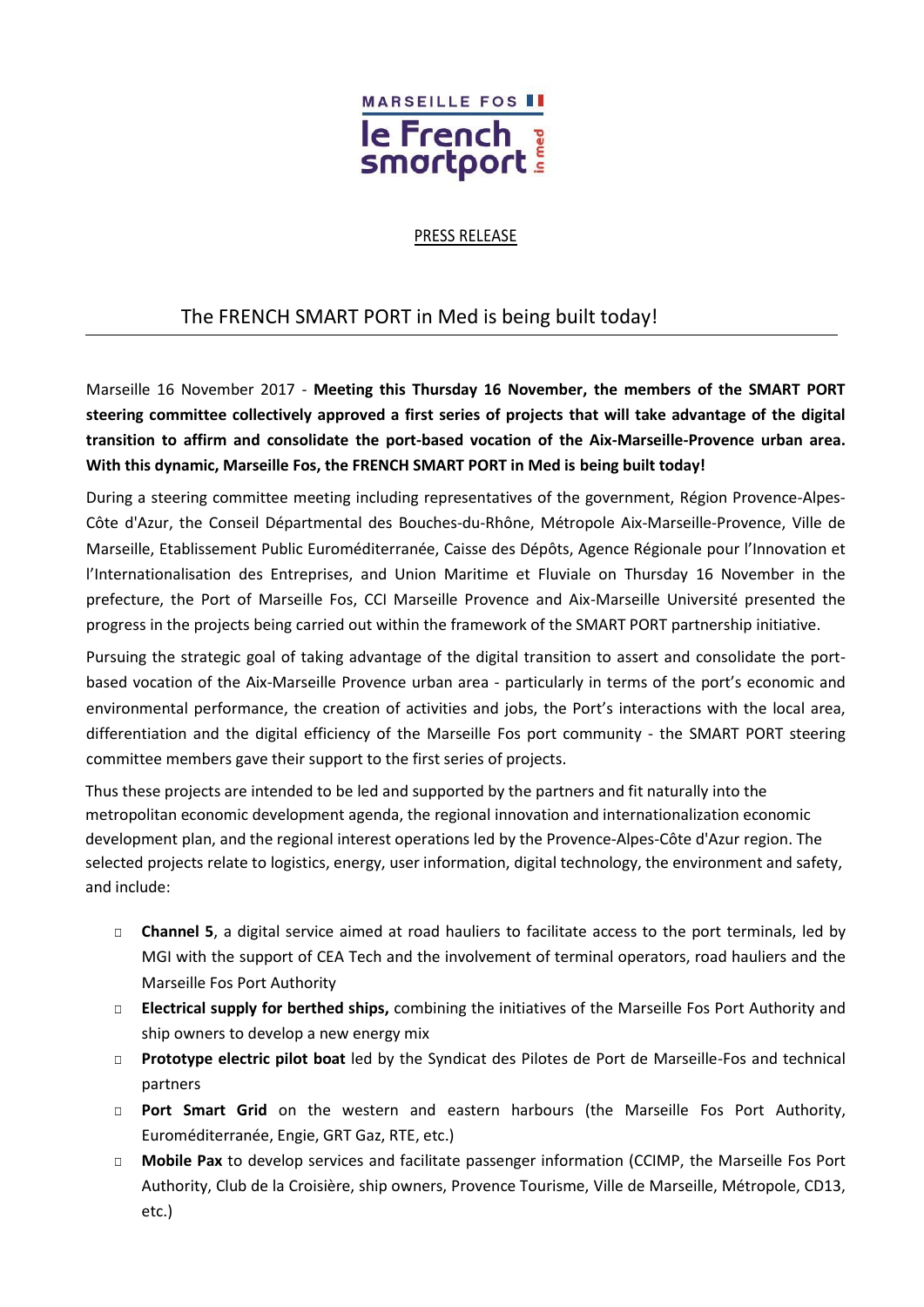MARSEILLE FOS
le French smartport in med

PRESS RELEASE

# The FRENCH SMART PORT in Med is being built today!

Marseille 16 November 2017 - **Meeting this Thursday 16 November, the members of the SMART PORT steering committee collectively approved a first series of projects that will take advantage of the digital transition to affirm and consolidate the port-based vocation of the Aix-Marseille-Provence urban area. With this dynamic, Marseille Fos, the FRENCH SMART PORT in Med is being built today!**

During a steering committee meeting including representatives of the government, Région Provence-Alpes-Côte d'Azur, the Conseil Départmental des Bouches-du-Rhône, Métropole Aix-Marseille-Provence, Ville de Marseille, Etablissement Public Euroméditerranée, Caisse des Dépôts, Agence Régionale pour l'Innovation et l'Internationalisation des Entreprises, and Union Maritime et Fluviale on Thursday 16 November in the prefecture, the Port of Marseille Fos, CCI Marseille Provence and Aix-Marseille Université presented the progress in the projects being carried out within the framework of the SMART PORT partnership initiative.

Pursuing the strategic goal of taking advantage of the digital transition to assert and consolidate the port-based vocation of the Aix-Marseille Provence urban area - particularly in terms of the port's economic and environmental performance, the creation of activities and jobs, the Port's interactions with the local area, differentiation and the digital efficiency of the Marseille Fos port community - the SMART PORT steering committee members gave their support to the first series of projects.

Thus these projects are intended to be led and supported by the partners and fit naturally into the metropolitan economic development agenda, the regional innovation and internationalization economic development plan, and the regional interest operations led by the Provence-Alpes-Côte d'Azur region. The selected projects relate to logistics, energy, user information, digital technology, the environment and safety, and include:

- **Channel 5**, a digital service aimed at road hauliers to facilitate access to the port terminals, led by MGI with the support of CEA Tech and the involvement of terminal operators, road hauliers and the Marseille Fos Port Authority
- **Electrical supply for berthed ships,** combining the initiatives of the Marseille Fos Port Authority and ship owners to develop a new energy mix
- **Prototype electric pilot boat** led by the Syndicat des Pilotes de Port de Marseille-Fos and technical partners
- **Port Smart Grid** on the western and eastern harbours (the Marseille Fos Port Authority, Euroméditerranée, Engie, GRT Gaz, RTE, etc.)
- **Mobile Pax** to develop services and facilitate passenger information (CCIMP, the Marseille Fos Port Authority, Club de la Croisière, ship owners, Provence Tourisme, Ville de Marseille, Métropole, CD13, etc.)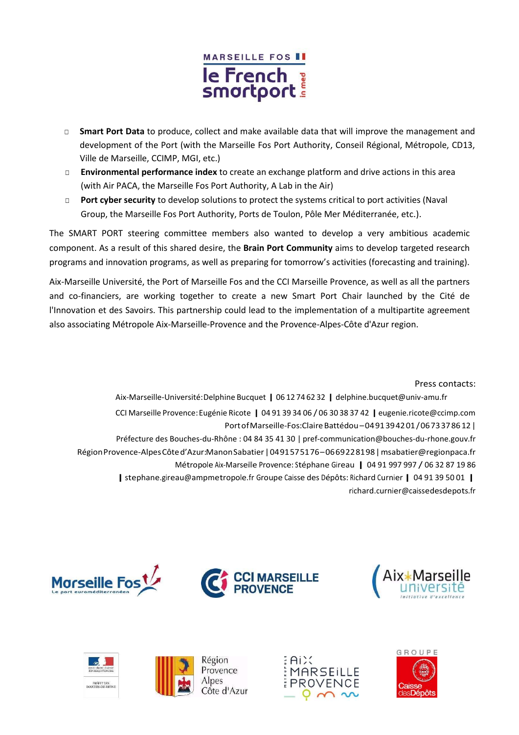- **Smart Port Data** to produce, collect and make available data that will improve the management and development of the Port (with the Marseille Fos Port Authority, Conseil Régional, Métropole, CD13, Ville de Marseille, CCIMP, MGI, etc.)
- **Environmental performance index** to create an exchange platform and drive actions in this area (with Air PACA, the Marseille Fos Port Authority, A Lab in the Air)
- **Port cyber security** to develop solutions to protect the systems critical to port activities (Naval Group, the Marseille Fos Port Authority, Ports de Toulon, Pôle Mer Méditerranée, etc.).

The SMART PORT steering committee members also wanted to develop a very ambitious academic component. As a result of this shared desire, the **Brain Port Community** aims to develop targeted research programs and innovation programs, as well as preparing for tomorrow's activities (forecasting and training).

Aix-Marseille Université, the Port of Marseille Fos and the CCI Marseille Provence, as well as all the partners and co-financiers, are working together to create a new Smart Port Chair launched by the Cité de l'Innovation et des Savoirs. This partnership could lead to the implementation of a multipartite agreement also associating Métropole Aix-Marseille-Provence and the Provence-Alpes-Côte d'Azur region.

Press contacts:

Aix-Marseille-Université: Delphine Bucquet | 06 12 74 62 32 | delphine.bucquet@univ-amu.fr

CCI Marseille Provence: Eugénie Ricote | 04 91 39 34 06 / 06 30 38 37 42 | eugenie.ricote@ccimp.com

Port of Marseille-Fos: Claire Battédou – 04 91 39 42 01 / 06 73 37 86 12 |

Préfecture des Bouches-du-Rhône : 04 84 35 41 30 | pref-communication@bouches-du-rhone.gouv.fr

Région Provence-Alpes Côte d'Azur: Manon Sabatier | 04 91 57 51 76 – 06 69 22 81 98 | msabatier@regionpaca.fr

Métropole Aix-Marseille Provence: Stéphane Gireau | 04 91 997 997 / 06 32 87 19 86 | stephane.gireau@ampmetropole.fr

Groupe Caisse des Dépôts: Richard Curnier | 04 91 39 50 01 | richard.curnier@caissedesdepots.fr